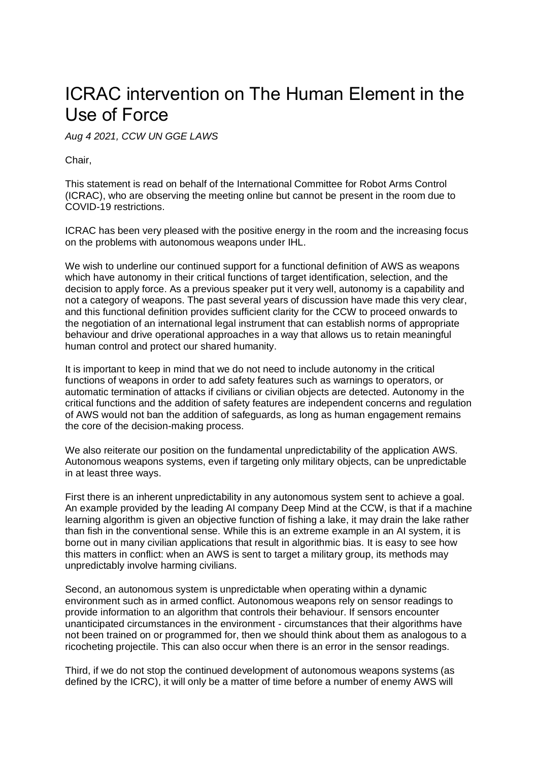# ICRAC intervention on The Human Element in the Use of Force

*Aug 4 2021, CCW UN GGE LAWS*

Chair,

This statement is read on behalf of the International Committee for Robot Arms Control (ICRAC), who are observing the meeting online but cannot be present in the room due to COVID-19 restrictions.

ICRAC has been very pleased with the positive energy in the room and the increasing focus on the problems with autonomous weapons under IHL.

We wish to underline our continued support for a functional definition of AWS as weapons which have autonomy in their critical functions of target identification, selection, and the decision to apply force. As a previous speaker put it very well, autonomy is a capability and not a category of weapons. The past several years of discussion have made this very clear, and this functional definition provides sufficient clarity for the CCW to proceed onwards to the negotiation of an international legal instrument that can establish norms of appropriate behaviour and drive operational approaches in a way that allows us to retain meaningful human control and protect our shared humanity.

It is important to keep in mind that we do not need to include autonomy in the critical functions of weapons in order to add safety features such as warnings to operators, or automatic termination of attacks if civilians or civilian objects are detected. Autonomy in the critical functions and the addition of safety features are independent concerns and regulation of AWS would not ban the addition of safeguards, as long as human engagement remains the core of the decision-making process.

We also reiterate our position on the fundamental unpredictability of the application AWS. Autonomous weapons systems, even if targeting only military objects, can be unpredictable in at least three ways.

First there is an inherent unpredictability in any autonomous system sent to achieve a goal. An example provided by the leading AI company Deep Mind at the CCW, is that if a machine learning algorithm is given an objective function of fishing a lake, it may drain the lake rather than fish in the conventional sense. While this is an extreme example in an AI system, it is borne out in many civilian applications that result in algorithmic bias. It is easy to see how this matters in conflict: when an AWS is sent to target a military group, its methods may unpredictably involve harming civilians.

Second, an autonomous system is unpredictable when operating within a dynamic environment such as in armed conflict. Autonomous weapons rely on sensor readings to provide information to an algorithm that controls their behaviour. If sensors encounter unanticipated circumstances in the environment - circumstances that their algorithms have not been trained on or programmed for, then we should think about them as analogous to a ricocheting projectile. This can also occur when there is an error in the sensor readings.

Third, if we do not stop the continued development of autonomous weapons systems (as defined by the ICRC), it will only be a matter of time before a number of enemy AWS will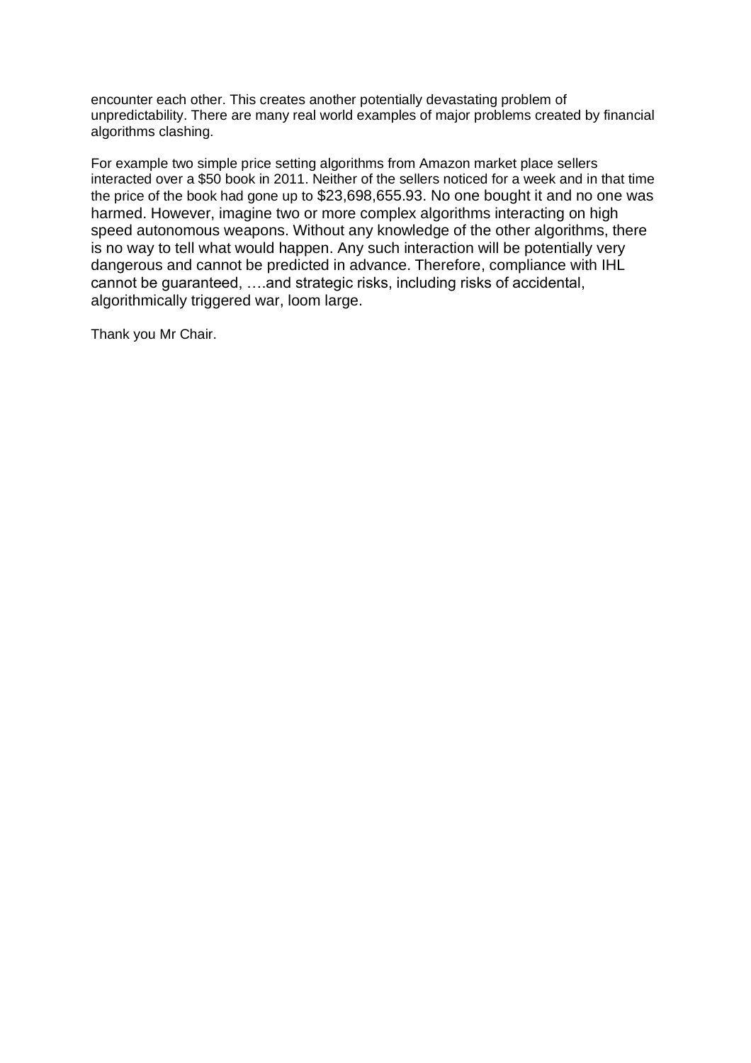encounter each other. This creates another potentially devastating problem of unpredictability. There are many real world examples of major problems created by financial algorithms clashing.

For example two simple price setting algorithms from Amazon market place sellers interacted over a $50 book in 2011. Neither of the sellers noticed for a week and in that time the price of the book had gone up to $23,698,655.93. No one bought it and no one was harmed. However, imagine two or more complex algorithms interacting on high speed autonomous weapons. Without any knowledge of the other algorithms, there is no way to tell what would happen. Any such interaction will be potentially very dangerous and cannot be predicted in advance. Therefore, compliance with IHL cannot be guaranteed, ….and strategic risks, including risks of accidental, algorithmically triggered war, loom large.

Thank you Mr Chair.